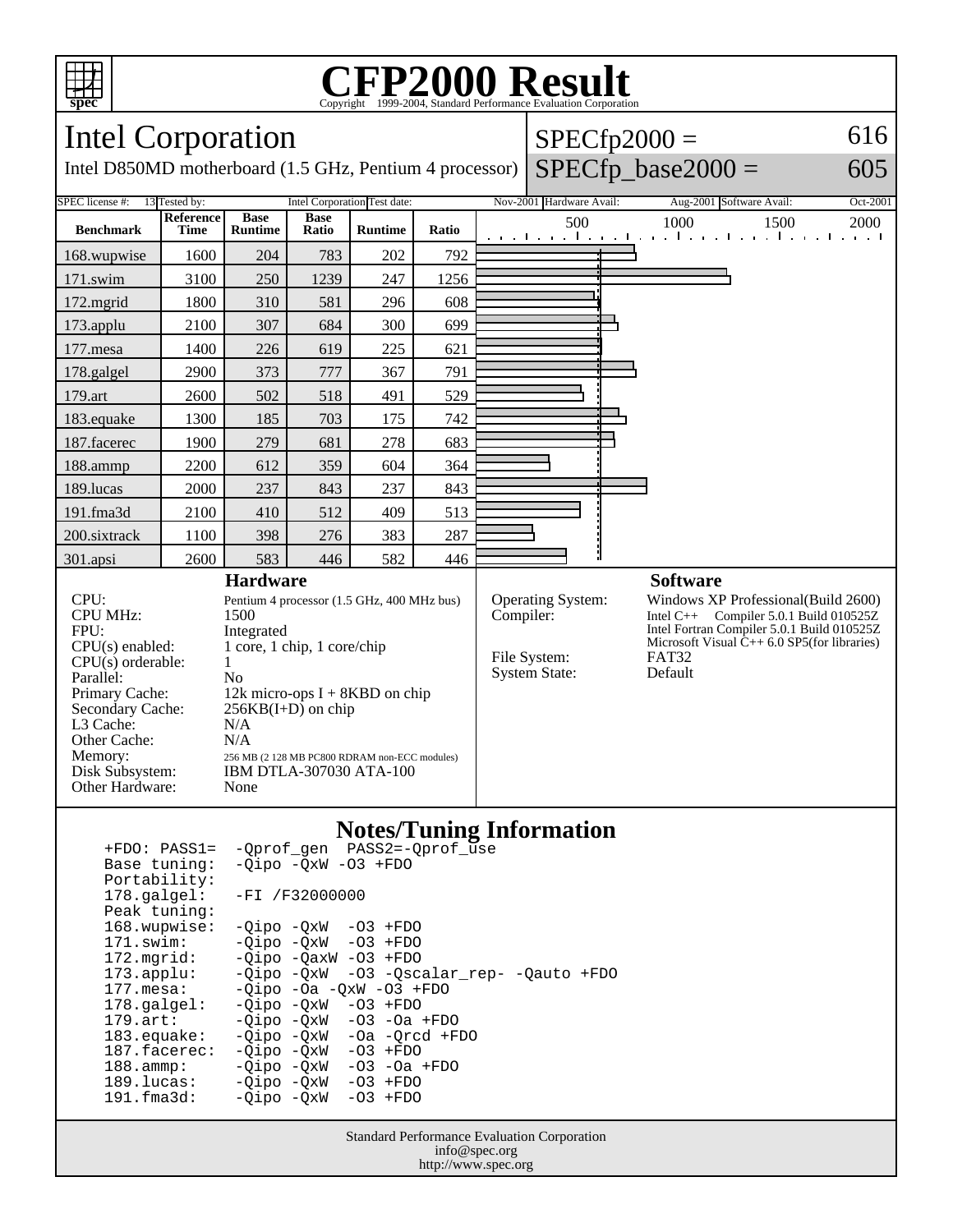# CFP2000 Result

Copyright 1999-2004, Standard Performance Evaluation Corporation

## Intel Corporation

Intel D850MD motherboard (1.5 GHz, Pentium 4 processor)

SPECfp2000 = 616

SPECfp_base2000 = 605

| SPEC license #: | 13 | Tested by: | Intel Corporation | Test date: | Nov-2001 | Hardware Avail: | Aug-2001 | Software Avail: | Oct-2001 |
|---|---|---|---|---|---|---|---|---|---|

| Benchmark | Reference Time | Base Runtime | Base Ratio | Runtime | Ratio |
|---|---|---|---|---|---|
| 168.wupwise | 1600 | 204 | 783 | 202 | 792 |
| 171.swim | 3100 | 250 | 1239 | 247 | 1256 |
| 172.mgrid | 1800 | 310 | 581 | 296 | 608 |
| 173.applu | 2100 | 307 | 684 | 300 | 699 |
| 177.mesa | 1400 | 226 | 619 | 225 | 621 |
| 178.galgel | 2900 | 373 | 777 | 367 | 791 |
| 179.art | 2600 | 502 | 518 | 491 | 529 |
| 183.equake | 1300 | 185 | 703 | 175 | 742 |
| 187.facerec | 1900 | 279 | 681 | 278 | 683 |
| 188.ammp | 2200 | 612 | 359 | 604 | 364 |
| 189.lucas | 2000 | 237 | 843 | 237 | 843 |
| 191.fma3d | 2100 | 410 | 512 | 409 | 513 |
| 200.sixtrack | 1100 | 398 | 276 | 383 | 287 |
| 301.apsi | 2600 | 583 | 446 | 582 | 446 |

### Hardware

| | |
|---|---|
| CPU: | Pentium 4 processor (1.5 GHz, 400 MHz bus) |
| CPU MHz: | 1500 |
| FPU: | Integrated |
| CPU(s) enabled: | 1 core, 1 chip, 1 core/chip |
| CPU(s) orderable: | 1 |
| Parallel: | No |
| Primary Cache: | 12k micro-ops I + 8KBD on chip |
| Secondary Cache: | 256KB(I+D) on chip |
| L3 Cache: | N/A |
| Other Cache: | N/A |
| Memory: | 256 MB (2 128 MB PC800 RDRAM non-ECC modules) |
| Disk Subsystem: | IBM DTLA-307030 ATA-100 |
| Other Hardware: | None |

### Software

| | |
|---|---|
| Operating System: | Windows XP Professional(Build 2600) |
| Compiler: | Intel C++ Compiler 5.0.1 Build 010525Z<br>Intel Fortran Compiler 5.0.1 Build 010525Z<br>Microsoft Visual C++ 6.0 SP5(for libraries) |
| File System: | FAT32 |
| System State: | Default |

### Notes/Tuning Information

```
+FDO: PASS1=  -Qprof_gen  PASS2=-Qprof_use
Base tuning:  -Qipo -QxW -O3 +FDO
Portability:
178.galgel:   -FI /F32000000
Peak tuning:
168.wupwise:  -Qipo -QxW  -O3 +FDO
171.swim:     -Qipo -QxW  -O3 +FDO
172.mgrid:    -Qipo -QaxW -O3 +FDO
173.applu:    -Qipo -QxW  -O3 -Qscalar_rep- -Qauto +FDO
177.mesa:     -Qipo -Oa -QxW -O3 +FDO
178.galgel:   -Qipo -QxW  -O3 +FDO
179.art:      -Qipo -QxW  -O3 -Oa +FDO
183.equake:   -Qipo -QxW  -Oa -Qrcd +FDO
187.facerec:  -Qipo -QxW  -O3 +FDO
188.ammp:     -Qipo -QxW  -O3 -Oa +FDO
189.lucas:    -Qipo -QxW  -O3 +FDO
191.fma3d:    -Qipo -QxW  -O3 +FDO
```

Standard Performance Evaluation Corporation
info@spec.org
http://www.spec.org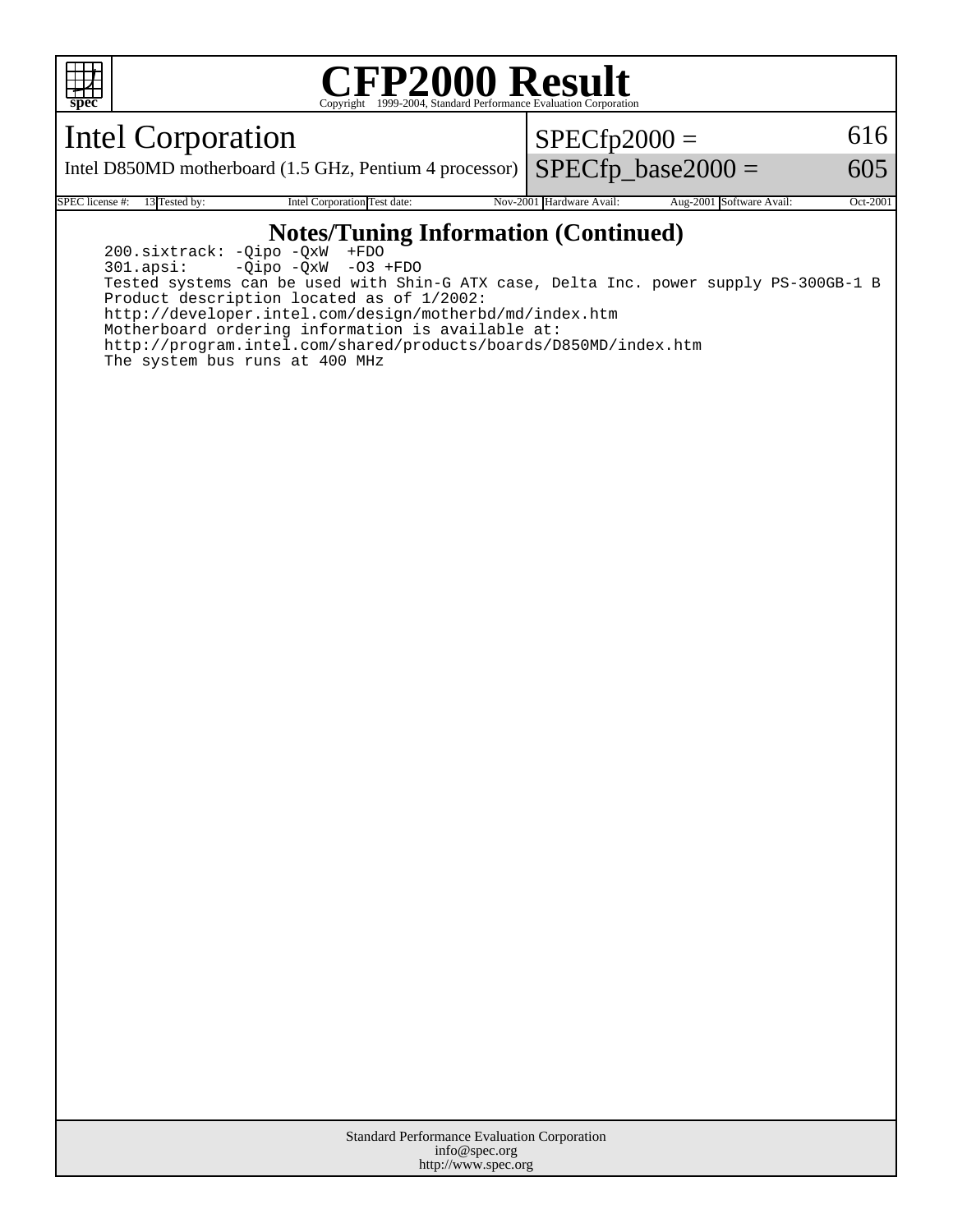# CFP2000 Result

Copyright 1999-2004, Standard Performance Evaluation Corporation

## Intel Corporation

Intel D850MD motherboard (1.5 GHz, Pentium 4 processor)

SPECfp2000 = 616

SPECfp_base2000 = 605

| SPEC license #: | 13 | Tested by: | Intel Corporation | Test date: | Nov-2001 | Hardware Avail: | Aug-2001 | Software Avail: | Oct-2001 |
|---|---|---|---|---|---|---|---|---|---|

## Notes/Tuning Information (Continued)

```
200.sixtrack: -Qipo -QxW  +FDO
301.apsi:     -Qipo -QxW  -O3 +FDO
Tested systems can be used with Shin-G ATX case, Delta Inc. power supply PS-300GB-1 B
Product description located as of 1/2002:
http://developer.intel.com/design/motherbd/md/index.htm
Motherboard ordering information is available at:
http://program.intel.com/shared/products/boards/D850MD/index.htm
The system bus runs at 400 MHz
```

Standard Performance Evaluation Corporation
info@spec.org
http://www.spec.org